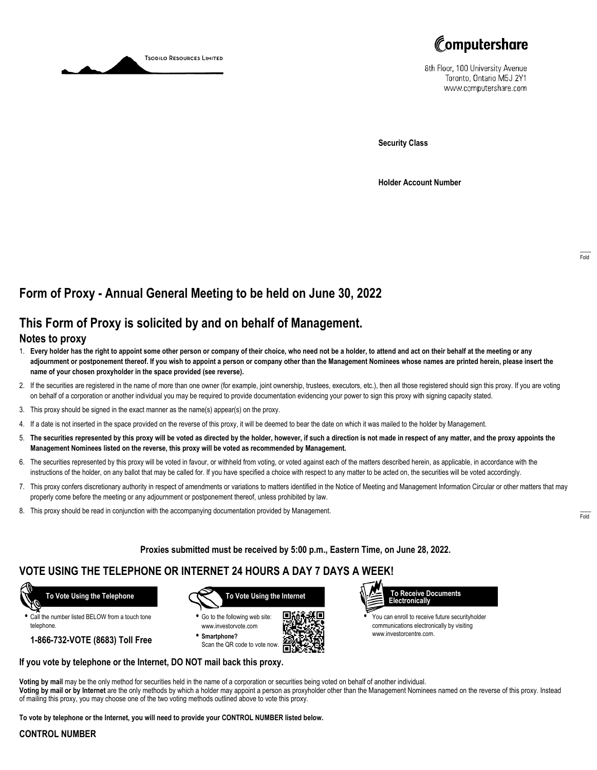Tsodilo Resources Limited

Computershare

8th Floor, 100 University Avenue
Toronto, Ontario M5J 2Y1
www.computershare.com

**Security Class**

**Holder Account Number**

Fold

# Form of Proxy - Annual General Meeting to be held on June 30, 2022

## This Form of Proxy is solicited by and on behalf of Management.

### Notes to proxy

1. **Every holder has the right to appoint some other person or company of their choice, who need not be a holder, to attend and act on their behalf at the meeting or any adjournment or postponement thereof. If you wish to appoint a person or company other than the Management Nominees whose names are printed herein, please insert the name of your chosen proxyholder in the space provided (see reverse).**
2. If the securities are registered in the name of more than one owner (for example, joint ownership, trustees, executors, etc.), then all those registered should sign this proxy. If you are voting on behalf of a corporation or another individual you may be required to provide documentation evidencing your power to sign this proxy with signing capacity stated.
3. This proxy should be signed in the exact manner as the name(s) appear(s) on the proxy.
4. If a date is not inserted in the space provided on the reverse of this proxy, it will be deemed to bear the date on which it was mailed to the holder by Management.
5. **The securities represented by this proxy will be voted as directed by the holder, however, if such a direction is not made in respect of any matter, and the proxy appoints the Management Nominees listed on the reverse, this proxy will be voted as recommended by Management.**
6. The securities represented by this proxy will be voted in favour, or withheld from voting, or voted against each of the matters described herein, as applicable, in accordance with the instructions of the holder, on any ballot that may be called for. If you have specified a choice with respect to any matter to be acted on, the securities will be voted accordingly.
7. This proxy confers discretionary authority in respect of amendments or variations to matters identified in the Notice of Meeting and Management Information Circular or other matters that may properly come before the meeting or any adjournment or postponement thereof, unless prohibited by law.
8. This proxy should be read in conjunction with the accompanying documentation provided by Management.

Fold

**Proxies submitted must be received by 5:00 p.m., Eastern Time, on June 28, 2022.**

## VOTE USING THE TELEPHONE OR INTERNET 24 HOURS A DAY 7 DAYS A WEEK!

**To Vote Using the Telephone**

- Call the number listed BELOW from a touch tone telephone.

**1-866-732-VOTE (8683) Toll Free**

**To Vote Using the Internet**

- Go to the following web site: www.investorvote.com
- **Smartphone?** Scan the QR code to vote now.

**To Receive Documents Electronically**

- You can enroll to receive future securityholder communications electronically by visiting www.investorcentre.com.

**If you vote by telephone or the Internet, DO NOT mail back this proxy.**

**Voting by mail** may be the only method for securities held in the name of a corporation or securities being voted on behalf of another individual.
**Voting by mail or by Internet** are the only methods by which a holder may appoint a person as proxyholder other than the Management Nominees named on the reverse of this proxy. Instead of mailing this proxy, you may choose one of the two voting methods outlined above to vote this proxy.

**To vote by telephone or the Internet, you will need to provide your CONTROL NUMBER listed below.**

**CONTROL NUMBER**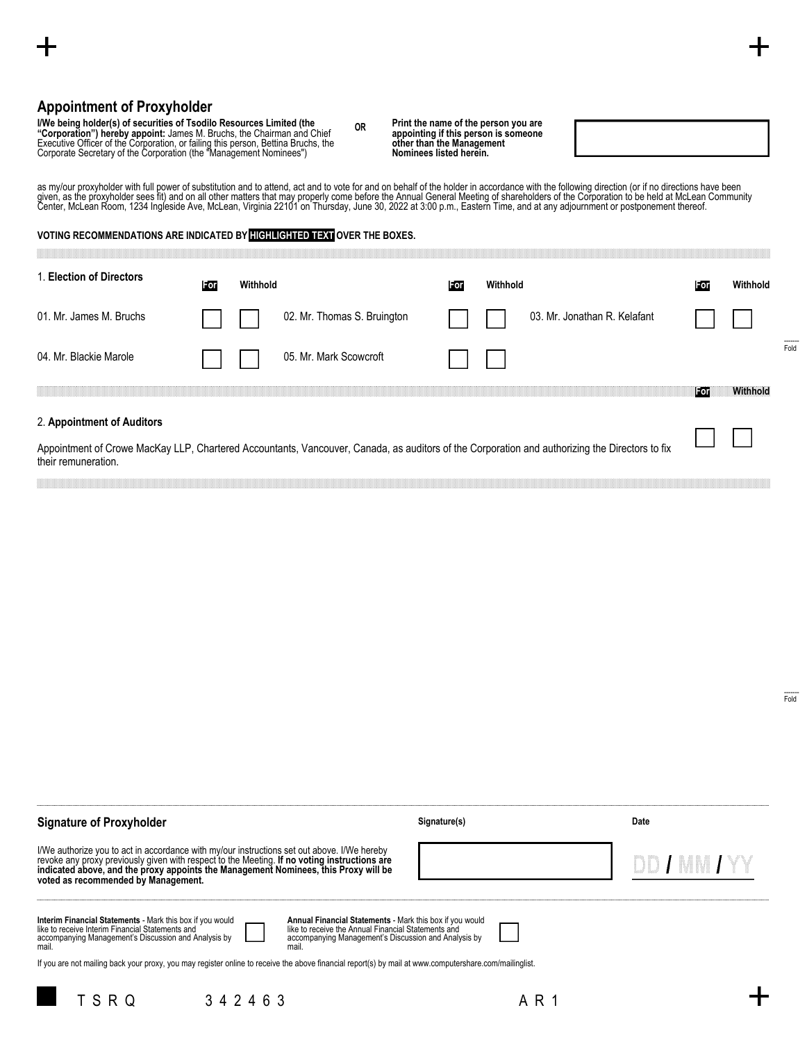## Appointment of Proxyholder

**I/We being holder(s) of securities of Tsodilo Resources Limited (the "Corporation") hereby appoint:** James M. Bruchs, the Chairman and Chief Executive Officer of the Corporation, or failing this person, Bettina Bruchs, the Corporate Secretary of the Corporation (the "Management Nominees")

**OR**

**Print the name of the person you are appointing if this person is someone other than the Management Nominees listed herein.**

as my/our proxyholder with full power of substitution and to attend, act and to vote for and on behalf of the holder in accordance with the following direction (or if no directions have been given, as the proxyholder sees fit) and on all other matters that may properly come before the Annual General Meeting of shareholders of the Corporation to be held at McLean Community Center, McLean Room, 1234 Ingleside Ave, McLean, Virginia 22101 on Thursday, June 30, 2022 at 3:00 p.m., Eastern Time, and at any adjournment or postponement thereof.

**VOTING RECOMMENDATIONS ARE INDICATED BY HIGHLIGHTED TEXT OVER THE BOXES.**

### 1. Election of Directors

| Nominee | For | Withhold |
|---|---|---|
| 01. Mr. James M. Bruchs | ☐ | ☐ |
| 02. Mr. Thomas S. Bruington | ☐ | ☐ |
| 03. Mr. Jonathan R. Kelafant | ☐ | ☐ |
| 04. Mr. Blackie Marole | ☐ | ☐ |
| 05. Mr. Mark Scowcroft | ☐ | ☐ |

### 2. Appointment of Auditors

| | For | Withhold |
|---|---|---|
| Appointment of Crowe MacKay LLP, Chartered Accountants, Vancouver, Canada, as auditors of the Corporation and authorizing the Directors to fix their remuneration. | ☐ | ☐ |

## Signature of Proxyholder

I/We authorize you to act in accordance with my/our instructions set out above. I/We hereby revoke any proxy previously given with respect to the Meeting. **If no voting instructions are indicated above, and the proxy appoints the Management Nominees, this Proxy will be voted as recommended by Management.**

**Signature(s)**

**Date**

DD / MM / YY

**Interim Financial Statements** - Mark this box if you would like to receive Interim Financial Statements and accompanying Management's Discussion and Analysis by mail. ☐

**Annual Financial Statements** - Mark this box if you would like to receive the Annual Financial Statements and accompanying Management's Discussion and Analysis by mail. ☐

If you are not mailing back your proxy, you may register online to receive the above financial report(s) by mail at www.computershare.com/mailinglist.

T S R Q 3 4 2 4 6 3 A R 1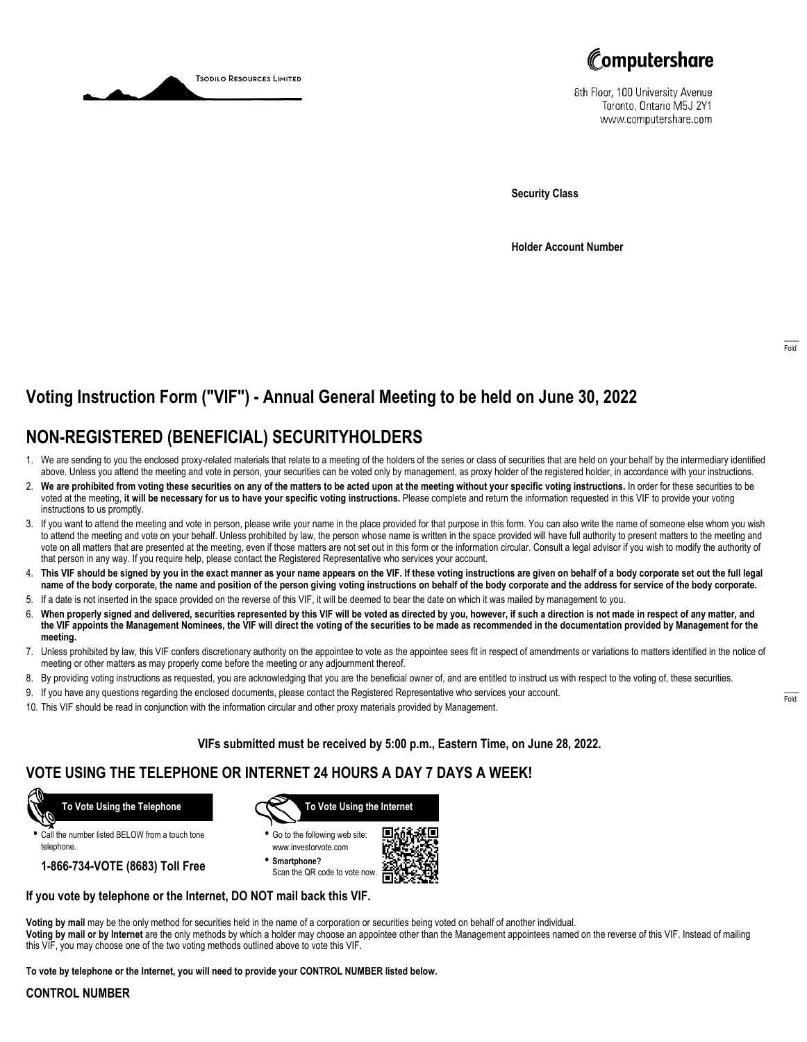TSODILO RESOURCES LIMITED

Computershare

8th Floor, 100 University Avenue
Toronto, Ontario M5J 2Y1
www.computershare.com

**Security Class**

**Holder Account Number**

Fold

# Voting Instruction Form ("VIF") - Annual General Meeting to be held on June 30, 2022

## NON-REGISTERED (BENEFICIAL) SECURITYHOLDERS

1. We are sending to you the enclosed proxy-related materials that relate to a meeting of the holders of the series or class of securities that are held on your behalf by the intermediary identified above. Unless you attend the meeting and vote in person, your securities can be voted only by management, as proxy holder of the registered holder, in accordance with your instructions.
2. **We are prohibited from voting these securities on any of the matters to be acted upon at the meeting without your specific voting instructions.** In order for these securities to be voted at the meeting, **it will be necessary for us to have your specific voting instructions.** Please complete and return the information requested in this VIF to provide your voting instructions to us promptly.
3. If you want to attend the meeting and vote in person, please write your name in the place provided for that purpose in this form. You can also write the name of someone else whom you wish to attend the meeting and vote on your behalf. Unless prohibited by law, the person whose name is written in the space provided will have full authority to present matters to the meeting and vote on all matters that are presented at the meeting, even if those matters are not set out in this form or the information circular. Consult a legal advisor if you wish to modify the authority of that person in any way. If you require help, please contact the Registered Representative who services your account.
4. **This VIF should be signed by you in the exact manner as your name appears on the VIF. If these voting instructions are given on behalf of a body corporate set out the full legal name of the body corporate, the name and position of the person giving voting instructions on behalf of the body corporate and the address for service of the body corporate.**
5. If a date is not inserted in the space provided on the reverse of this VIF, it will be deemed to bear the date on which it was mailed by management to you.
6. **When properly signed and delivered, securities represented by this VIF will be voted as directed by you, however, if such a direction is not made in respect of any matter, and the VIF appoints the Management Nominees, the VIF will direct the voting of the securities to be made as recommended in the documentation provided by Management for the meeting.**
7. Unless prohibited by law, this VIF confers discretionary authority on the appointee to vote as the appointee sees fit in respect of amendments or variations to matters identified in the notice of meeting or other matters as may properly come before the meeting or any adjournment thereof.
8. By providing voting instructions as requested, you are acknowledging that you are the beneficial owner of, and are entitled to instruct us with respect to the voting of, these securities.
9. If you have any questions regarding the enclosed documents, please contact the Registered Representative who services your account.
10. This VIF should be read in conjunction with the information circular and other proxy materials provided by Management.

Fold

**VIFs submitted must be received by 5:00 p.m., Eastern Time, on June 28, 2022.**

## VOTE USING THE TELEPHONE OR INTERNET 24 HOURS A DAY 7 DAYS A WEEK!

**To Vote Using the Telephone**

- Call the number listed BELOW from a touch tone telephone.

**1-866-734-VOTE (8683) Toll Free**

**To Vote Using the Internet**

- Go to the following web site: www.investorvote.com
- **Smartphone?** Scan the QR code to vote now.

**If you vote by telephone or the Internet, DO NOT mail back this VIF.**

**Voting by mail** may be the only method for securities held in the name of a corporation or securities being voted on behalf of another individual.
**Voting by mail or by Internet** are the only methods by which a holder may choose an appointee other than the Management appointees named on the reverse of this VIF. Instead of mailing this VIF, you may choose one of the two voting methods outlined above to vote this VIF.

**To vote by telephone or the Internet, you will need to provide your CONTROL NUMBER listed below.**

**CONTROL NUMBER**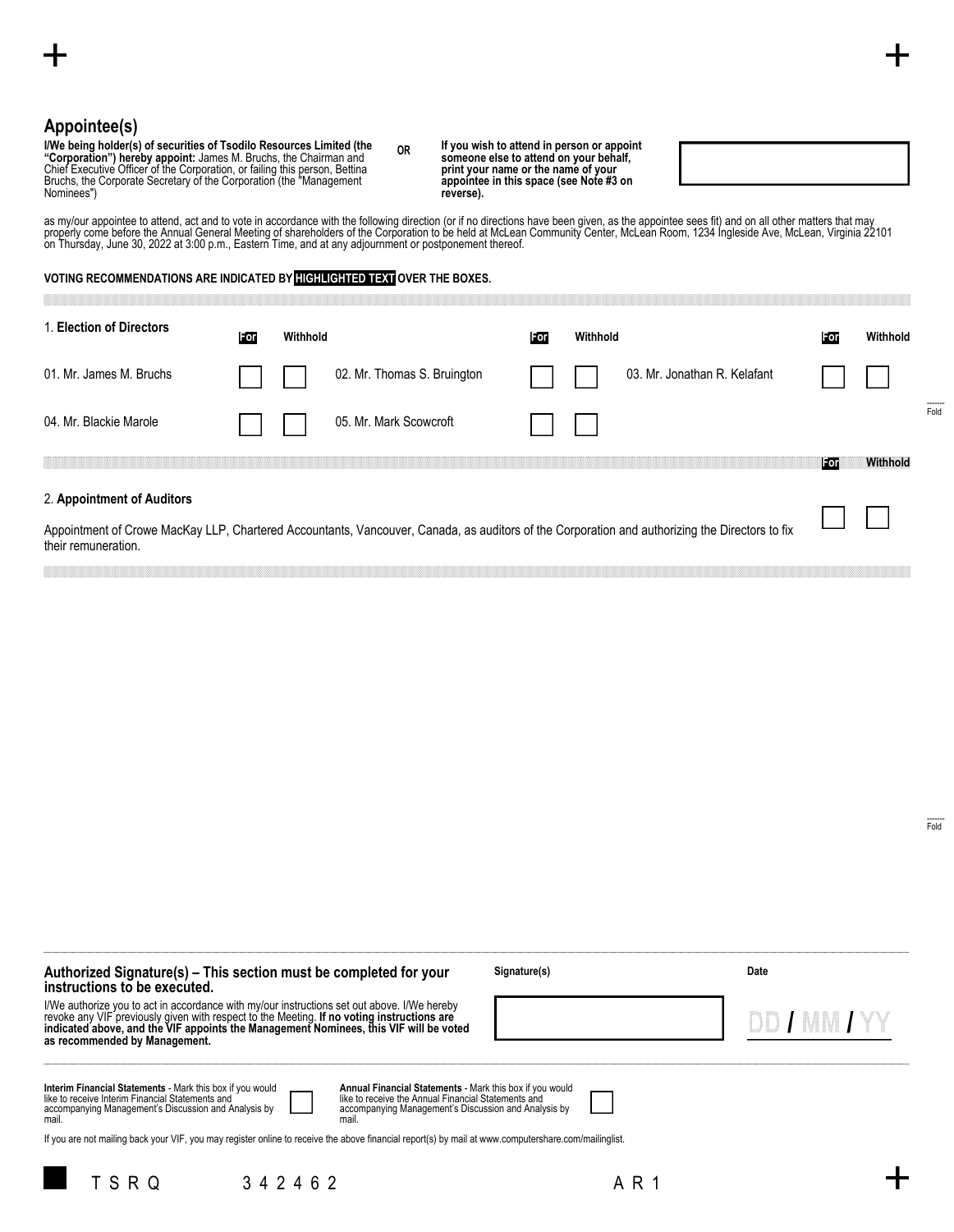## Appointee(s)

**I/We being holder(s) of securities of Tsodilo Resources Limited (the "Corporation") hereby appoint:** James M. Bruchs, the Chairman and Chief Executive Officer of the Corporation, or failing this person, Bettina Bruchs, the Corporate Secretary of the Corporation (the "Management Nominees")

**OR**

**If you wish to attend in person or appoint someone else to attend on your behalf, print your name or the name of your appointee in this space (see Note #3 on reverse).**

as my/our appointee to attend, act and to vote in accordance with the following direction (or if no directions have been given, as the appointee sees fit) and on all other matters that may properly come before the Annual General Meeting of shareholders of the Corporation to be held at McLean Community Center, McLean Room, 1234 Ingleside Ave, McLean, Virginia 22101 on Thursday, June 30, 2022 at 3:00 p.m., Eastern Time, and at any adjournment or postponement thereof.

**VOTING RECOMMENDATIONS ARE INDICATED BY HIGHLIGHTED TEXT OVER THE BOXES.**

### 1. Election of Directors

| | For | Withhold | | For | Withhold | | For | Withhold |
|---|---|---|---|---|---|---|---|---|
| 01. Mr. James M. Bruchs | ☐ | ☐ | 02. Mr. Thomas S. Bruington | ☐ | ☐ | 03. Mr. Jonathan R. Kelafant | ☐ | ☐ |
| 04. Mr. Blackie Marole | ☐ | ☐ | 05. Mr. Mark Scowcroft | ☐ | ☐ | | | |

### 2. Appointment of Auditors

| | For | Withhold |
|---|---|---|
| Appointment of Crowe MacKay LLP, Chartered Accountants, Vancouver, Canada, as auditors of the Corporation and authorizing the Directors to fix their remuneration. | ☐ | ☐ |

**Authorized Signature(s) – This section must be completed for your instructions to be executed.**

I/We authorize you to act in accordance with my/our instructions set out above. I/We hereby revoke any VIF previously given with respect to the Meeting. **If no voting instructions are indicated above, and the VIF appoints the Management Nominees, this VIF will be voted as recommended by Management.**

Signature(s)

Date

DD / MM / YY

**Interim Financial Statements** - Mark this box if you would like to receive Interim Financial Statements and accompanying Management's Discussion and Analysis by mail. ☐

**Annual Financial Statements** - Mark this box if you would like to receive the Annual Financial Statements and accompanying Management's Discussion and Analysis by mail. ☐

If you are not mailing back your VIF, you may register online to receive the above financial report(s) by mail at www.computershare.com/mailinglist.

T S R Q 3 4 2 4 6 2 A R 1